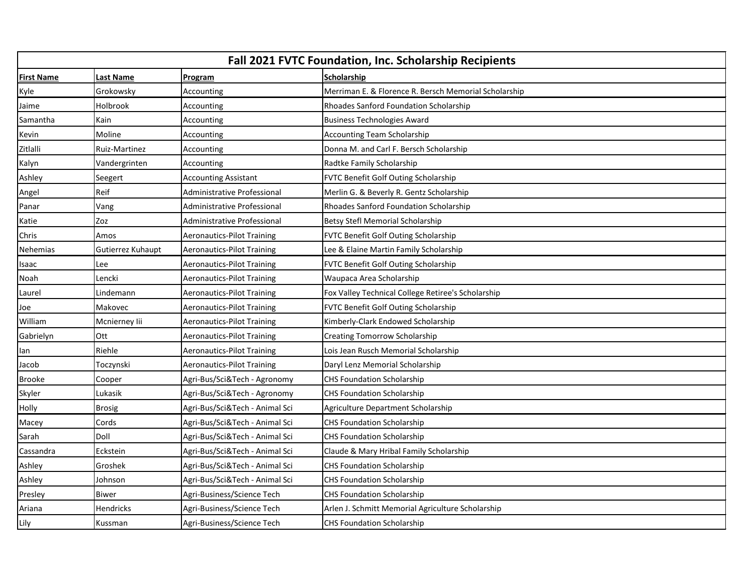| Fall 2021 FVTC Foundation, Inc. Scholarship Recipients | | | |
|---|---|---|---|
| **First Name** | **Last Name** | **Program** | **Scholarship** |
| Kyle | Grokowsky | Accounting | Merriman E. & Florence R. Bersch Memorial Scholarship |
| Jaime | Holbrook | Accounting | Rhoades Sanford Foundation Scholarship |
| Samantha | Kain | Accounting | Business Technologies Award |
| Kevin | Moline | Accounting | Accounting Team Scholarship |
| Zitlalli | Ruiz-Martinez | Accounting | Donna M. and Carl F. Bersch Scholarship |
| Kalyn | Vandergrinten | Accounting | Radtke Family Scholarship |
| Ashley | Seegert | Accounting Assistant | FVTC Benefit Golf Outing Scholarship |
| Angel | Reif | Administrative Professional | Merlin G. & Beverly R. Gentz Scholarship |
| Panar | Vang | Administrative Professional | Rhoades Sanford Foundation Scholarship |
| Katie | Zoz | Administrative Professional | Betsy Stefl Memorial Scholarship |
| Chris | Amos | Aeronautics-Pilot Training | FVTC Benefit Golf Outing Scholarship |
| Nehemias | Gutierrez Kuhaupt | Aeronautics-Pilot Training | Lee & Elaine Martin Family Scholarship |
| Isaac | Lee | Aeronautics-Pilot Training | FVTC Benefit Golf Outing Scholarship |
| Noah | Lencki | Aeronautics-Pilot Training | Waupaca Area Scholarship |
| Laurel | Lindemann | Aeronautics-Pilot Training | Fox Valley Technical College Retiree's Scholarship |
| Joe | Makovec | Aeronautics-Pilot Training | FVTC Benefit Golf Outing Scholarship |
| William | Mcnierney Iii | Aeronautics-Pilot Training | Kimberly-Clark Endowed Scholarship |
| Gabrielyn | Ott | Aeronautics-Pilot Training | Creating Tomorrow Scholarship |
| Ian | Riehle | Aeronautics-Pilot Training | Lois Jean Rusch Memorial Scholarship |
| Jacob | Toczynski | Aeronautics-Pilot Training | Daryl Lenz Memorial Scholarship |
| Brooke | Cooper | Agri-Bus/Sci&Tech - Agronomy | CHS Foundation Scholarship |
| Skyler | Lukasik | Agri-Bus/Sci&Tech - Agronomy | CHS Foundation Scholarship |
| Holly | Brosig | Agri-Bus/Sci&Tech - Animal Sci | Agriculture Department Scholarship |
| Macey | Cords | Agri-Bus/Sci&Tech - Animal Sci | CHS Foundation Scholarship |
| Sarah | Doll | Agri-Bus/Sci&Tech - Animal Sci | CHS Foundation Scholarship |
| Cassandra | Eckstein | Agri-Bus/Sci&Tech - Animal Sci | Claude & Mary Hribal Family Scholarship |
| Ashley | Groshek | Agri-Bus/Sci&Tech - Animal Sci | CHS Foundation Scholarship |
| Ashley | Johnson | Agri-Bus/Sci&Tech - Animal Sci | CHS Foundation Scholarship |
| Presley | Biwer | Agri-Business/Science Tech | CHS Foundation Scholarship |
| Ariana | Hendricks | Agri-Business/Science Tech | Arlen J. Schmitt Memorial Agriculture Scholarship |
| Lily | Kussman | Agri-Business/Science Tech | CHS Foundation Scholarship |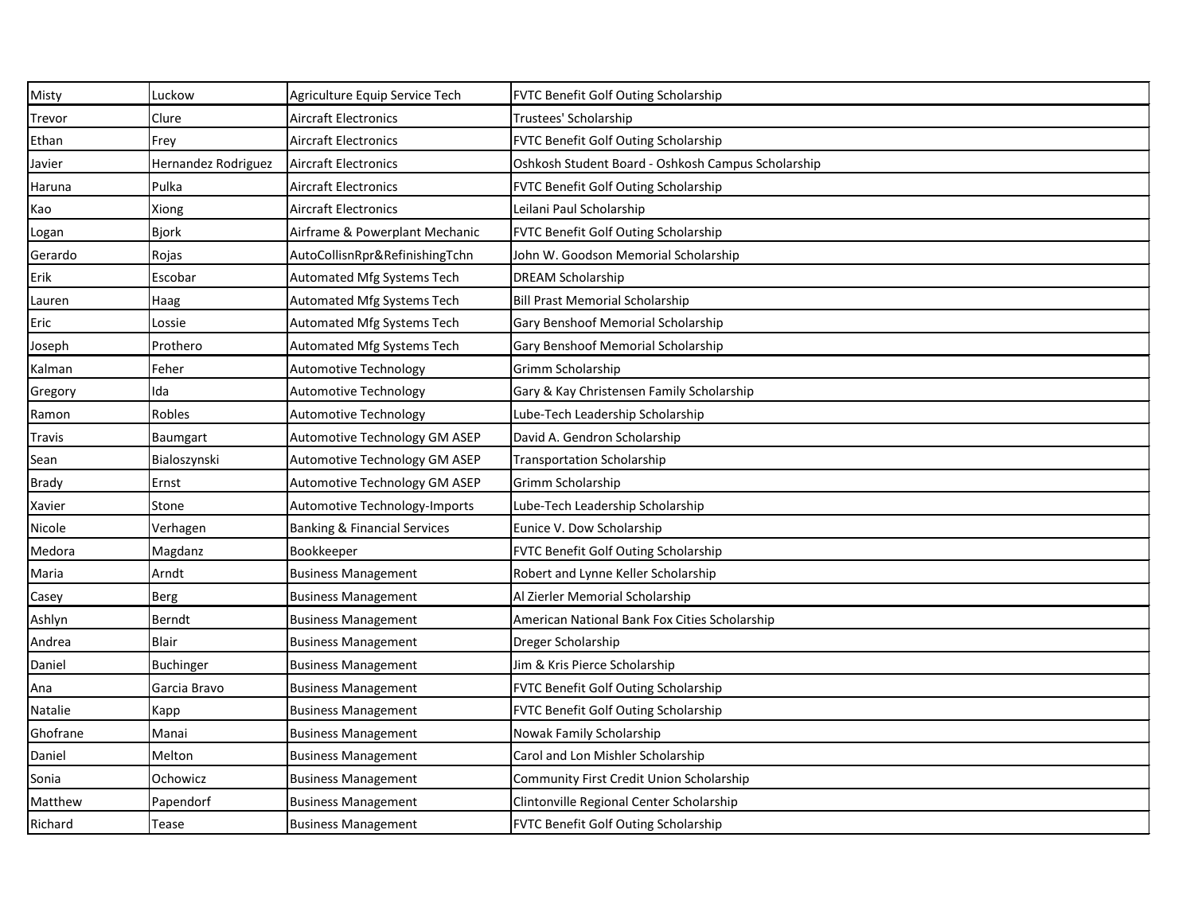| | | | |
|---|---|---|---|
| Misty | Luckow | Agriculture Equip Service Tech | FVTC Benefit Golf Outing Scholarship |
| Trevor | Clure | Aircraft Electronics | Trustees' Scholarship |
| Ethan | Frey | Aircraft Electronics | FVTC Benefit Golf Outing Scholarship |
| Javier | Hernandez Rodriguez | Aircraft Electronics | Oshkosh Student Board - Oshkosh Campus Scholarship |
| Haruna | Pulka | Aircraft Electronics | FVTC Benefit Golf Outing Scholarship |
| Kao | Xiong | Aircraft Electronics | Leilani Paul Scholarship |
| Logan | Bjork | Airframe & Powerplant Mechanic | FVTC Benefit Golf Outing Scholarship |
| Gerardo | Rojas | AutoCollisnRpr&RefinishingTchn | John W. Goodson Memorial Scholarship |
| Erik | Escobar | Automated Mfg Systems Tech | DREAM Scholarship |
| Lauren | Haag | Automated Mfg Systems Tech | Bill Prast Memorial Scholarship |
| Eric | Lossie | Automated Mfg Systems Tech | Gary Benshoof Memorial Scholarship |
| Joseph | Prothero | Automated Mfg Systems Tech | Gary Benshoof Memorial Scholarship |
| Kalman | Feher | Automotive Technology | Grimm Scholarship |
| Gregory | Ida | Automotive Technology | Gary & Kay Christensen Family Scholarship |
| Ramon | Robles | Automotive Technology | Lube-Tech Leadership Scholarship |
| Travis | Baumgart | Automotive Technology GM ASEP | David A. Gendron Scholarship |
| Sean | Bialoszynski | Automotive Technology GM ASEP | Transportation Scholarship |
| Brady | Ernst | Automotive Technology GM ASEP | Grimm Scholarship |
| Xavier | Stone | Automotive Technology-Imports | Lube-Tech Leadership Scholarship |
| Nicole | Verhagen | Banking & Financial Services | Eunice V. Dow Scholarship |
| Medora | Magdanz | Bookkeeper | FVTC Benefit Golf Outing Scholarship |
| Maria | Arndt | Business Management | Robert and Lynne Keller Scholarship |
| Casey | Berg | Business Management | Al Zierler Memorial Scholarship |
| Ashlyn | Berndt | Business Management | American National Bank Fox Cities Scholarship |
| Andrea | Blair | Business Management | Dreger Scholarship |
| Daniel | Buchinger | Business Management | Jim & Kris Pierce Scholarship |
| Ana | Garcia Bravo | Business Management | FVTC Benefit Golf Outing Scholarship |
| Natalie | Kapp | Business Management | FVTC Benefit Golf Outing Scholarship |
| Ghofrane | Manai | Business Management | Nowak Family Scholarship |
| Daniel | Melton | Business Management | Carol and Lon Mishler Scholarship |
| Sonia | Ochowicz | Business Management | Community First Credit Union Scholarship |
| Matthew | Papendorf | Business Management | Clintonville Regional Center Scholarship |
| Richard | Tease | Business Management | FVTC Benefit Golf Outing Scholarship |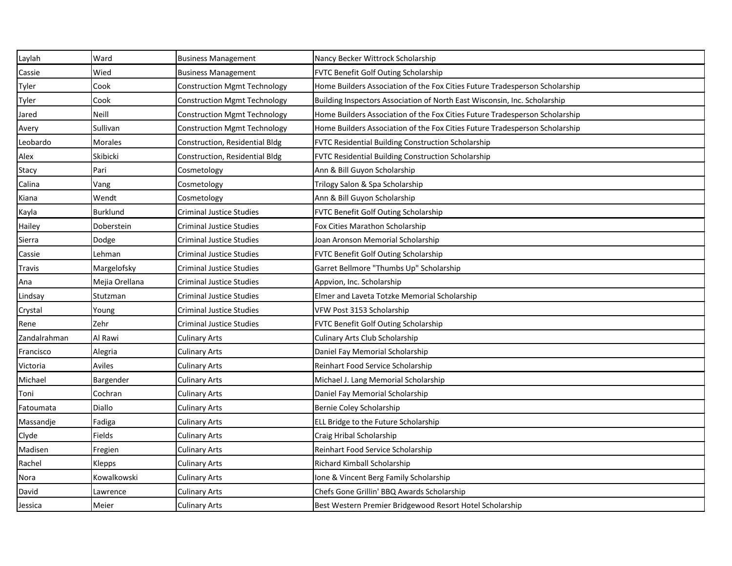| | | | |
|---|---|---|---|
| Laylah | Ward | Business Management | Nancy Becker Wittrock Scholarship |
| Cassie | Wied | Business Management | FVTC Benefit Golf Outing Scholarship |
| Tyler | Cook | Construction Mgmt Technology | Home Builders Association of the Fox Cities Future Tradesperson Scholarship |
| Tyler | Cook | Construction Mgmt Technology | Building Inspectors Association of North East Wisconsin, Inc. Scholarship |
| Jared | Neill | Construction Mgmt Technology | Home Builders Association of the Fox Cities Future Tradesperson Scholarship |
| Avery | Sullivan | Construction Mgmt Technology | Home Builders Association of the Fox Cities Future Tradesperson Scholarship |
| Leobardo | Morales | Construction, Residential Bldg | FVTC Residential Building Construction Scholarship |
| Alex | Skibicki | Construction, Residential Bldg | FVTC Residential Building Construction Scholarship |
| Stacy | Pari | Cosmetology | Ann & Bill Guyon Scholarship |
| Calina | Vang | Cosmetology | Trilogy Salon & Spa Scholarship |
| Kiana | Wendt | Cosmetology | Ann & Bill Guyon Scholarship |
| Kayla | Burklund | Criminal Justice Studies | FVTC Benefit Golf Outing Scholarship |
| Hailey | Doberstein | Criminal Justice Studies | Fox Cities Marathon Scholarship |
| Sierra | Dodge | Criminal Justice Studies | Joan Aronson Memorial Scholarship |
| Cassie | Lehman | Criminal Justice Studies | FVTC Benefit Golf Outing Scholarship |
| Travis | Margelofsky | Criminal Justice Studies | Garret Bellmore "Thumbs Up" Scholarship |
| Ana | Mejia Orellana | Criminal Justice Studies | Appvion, Inc. Scholarship |
| Lindsay | Stutzman | Criminal Justice Studies | Elmer and Laveta Totzke Memorial Scholarship |
| Crystal | Young | Criminal Justice Studies | VFW Post 3153 Scholarship |
| Rene | Zehr | Criminal Justice Studies | FVTC Benefit Golf Outing Scholarship |
| Zandalrahman | Al Rawi | Culinary Arts | Culinary Arts Club Scholarship |
| Francisco | Alegria | Culinary Arts | Daniel Fay Memorial Scholarship |
| Victoria | Aviles | Culinary Arts | Reinhart Food Service Scholarship |
| Michael | Bargender | Culinary Arts | Michael J. Lang Memorial Scholarship |
| Toni | Cochran | Culinary Arts | Daniel Fay Memorial Scholarship |
| Fatoumata | Diallo | Culinary Arts | Bernie Coley Scholarship |
| Massandje | Fadiga | Culinary Arts | ELL Bridge to the Future Scholarship |
| Clyde | Fields | Culinary Arts | Craig Hribal Scholarship |
| Madisen | Fregien | Culinary Arts | Reinhart Food Service Scholarship |
| Rachel | Klepps | Culinary Arts | Richard Kimball Scholarship |
| Nora | Kowalkowski | Culinary Arts | Ione & Vincent Berg Family Scholarship |
| David | Lawrence | Culinary Arts | Chefs Gone Grillin' BBQ Awards Scholarship |
| Jessica | Meier | Culinary Arts | Best Western Premier Bridgewood Resort Hotel Scholarship |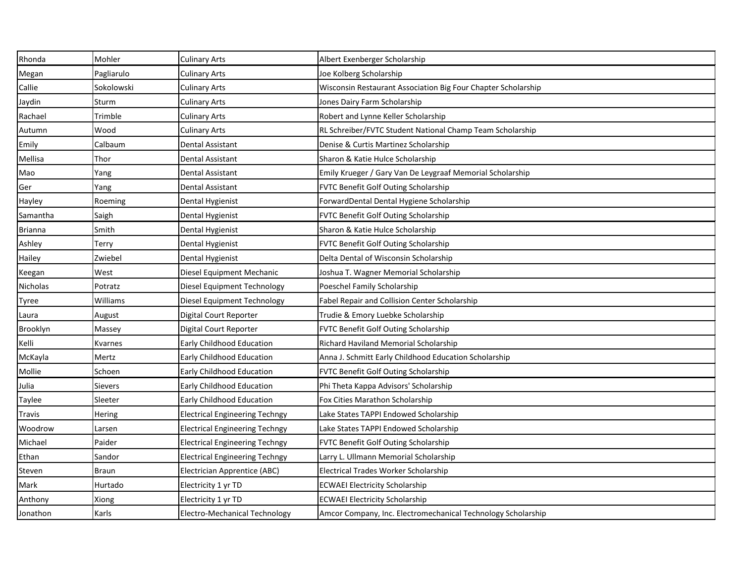| | | | |
|---|---|---|---|
| Rhonda | Mohler | Culinary Arts | Albert Exenberger Scholarship |
| Megan | Pagliarulo | Culinary Arts | Joe Kolberg Scholarship |
| Callie | Sokolowski | Culinary Arts | Wisconsin Restaurant Association Big Four Chapter Scholarship |
| Jaydin | Sturm | Culinary Arts | Jones Dairy Farm Scholarship |
| Rachael | Trimble | Culinary Arts | Robert and Lynne Keller Scholarship |
| Autumn | Wood | Culinary Arts | RL Schreiber/FVTC Student National Champ Team Scholarship |
| Emily | Calbaum | Dental Assistant | Denise & Curtis Martinez Scholarship |
| Mellisa | Thor | Dental Assistant | Sharon & Katie Hulce Scholarship |
| Mao | Yang | Dental Assistant | Emily Krueger / Gary Van De Leygraaf Memorial Scholarship |
| Ger | Yang | Dental Assistant | FVTC Benefit Golf Outing Scholarship |
| Hayley | Roeming | Dental Hygienist | ForwardDental Dental Hygiene Scholarship |
| Samantha | Saigh | Dental Hygienist | FVTC Benefit Golf Outing Scholarship |
| Brianna | Smith | Dental Hygienist | Sharon & Katie Hulce Scholarship |
| Ashley | Terry | Dental Hygienist | FVTC Benefit Golf Outing Scholarship |
| Hailey | Zwiebel | Dental Hygienist | Delta Dental of Wisconsin Scholarship |
| Keegan | West | Diesel Equipment Mechanic | Joshua T. Wagner Memorial Scholarship |
| Nicholas | Potratz | Diesel Equipment Technology | Poeschel Family Scholarship |
| Tyree | Williams | Diesel Equipment Technology | Fabel Repair and Collision Center Scholarship |
| Laura | August | Digital Court Reporter | Trudie & Emory Luebke Scholarship |
| Brooklyn | Massey | Digital Court Reporter | FVTC Benefit Golf Outing Scholarship |
| Kelli | Kvarnes | Early Childhood Education | Richard Haviland Memorial Scholarship |
| McKayla | Mertz | Early Childhood Education | Anna J. Schmitt Early Childhood Education Scholarship |
| Mollie | Schoen | Early Childhood Education | FVTC Benefit Golf Outing Scholarship |
| Julia | Sievers | Early Childhood Education | Phi Theta Kappa Advisors' Scholarship |
| Taylee | Sleeter | Early Childhood Education | Fox Cities Marathon Scholarship |
| Travis | Hering | Electrical Engineering Techngy | Lake States TAPPI Endowed Scholarship |
| Woodrow | Larsen | Electrical Engineering Techngy | Lake States TAPPI Endowed Scholarship |
| Michael | Paider | Electrical Engineering Techngy | FVTC Benefit Golf Outing Scholarship |
| Ethan | Sandor | Electrical Engineering Techngy | Larry L. Ullmann Memorial Scholarship |
| Steven | Braun | Electrician Apprentice (ABC) | Electrical Trades Worker Scholarship |
| Mark | Hurtado | Electricity 1 yr TD | ECWAEI Electricity Scholarship |
| Anthony | Xiong | Electricity 1 yr TD | ECWAEI Electricity Scholarship |
| Jonathon | Karls | Electro-Mechanical Technology | Amcor Company, Inc. Electromechanical Technology Scholarship |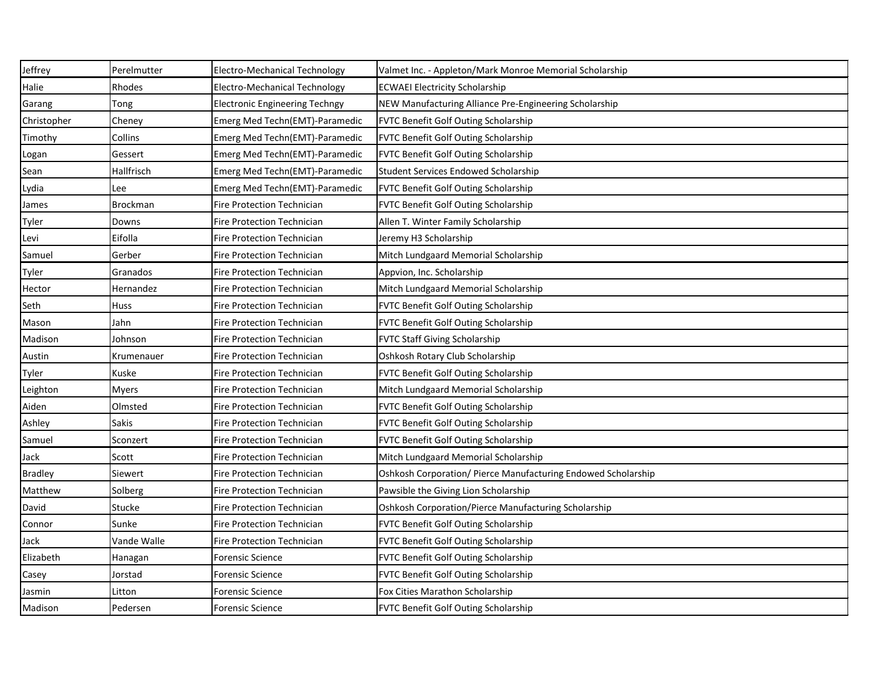| | | | |
|---|---|---|---|
| Jeffrey | Perelmutter | Electro-Mechanical Technology | Valmet Inc. - Appleton/Mark Monroe Memorial Scholarship |
| Halie | Rhodes | Electro-Mechanical Technology | ECWAEI Electricity Scholarship |
| Garang | Tong | Electronic Engineering Techngy | NEW Manufacturing Alliance Pre-Engineering Scholarship |
| Christopher | Cheney | Emerg Med Techn(EMT)-Paramedic | FVTC Benefit Golf Outing Scholarship |
| Timothy | Collins | Emerg Med Techn(EMT)-Paramedic | FVTC Benefit Golf Outing Scholarship |
| Logan | Gessert | Emerg Med Techn(EMT)-Paramedic | FVTC Benefit Golf Outing Scholarship |
| Sean | Hallfrisch | Emerg Med Techn(EMT)-Paramedic | Student Services Endowed Scholarship |
| Lydia | Lee | Emerg Med Techn(EMT)-Paramedic | FVTC Benefit Golf Outing Scholarship |
| James | Brockman | Fire Protection Technician | FVTC Benefit Golf Outing Scholarship |
| Tyler | Downs | Fire Protection Technician | Allen T. Winter Family Scholarship |
| Levi | Eifolla | Fire Protection Technician | Jeremy H3 Scholarship |
| Samuel | Gerber | Fire Protection Technician | Mitch Lundgaard Memorial Scholarship |
| Tyler | Granados | Fire Protection Technician | Appvion, Inc. Scholarship |
| Hector | Hernandez | Fire Protection Technician | Mitch Lundgaard Memorial Scholarship |
| Seth | Huss | Fire Protection Technician | FVTC Benefit Golf Outing Scholarship |
| Mason | Jahn | Fire Protection Technician | FVTC Benefit Golf Outing Scholarship |
| Madison | Johnson | Fire Protection Technician | FVTC Staff Giving Scholarship |
| Austin | Krumenauer | Fire Protection Technician | Oshkosh Rotary Club Scholarship |
| Tyler | Kuske | Fire Protection Technician | FVTC Benefit Golf Outing Scholarship |
| Leighton | Myers | Fire Protection Technician | Mitch Lundgaard Memorial Scholarship |
| Aiden | Olmsted | Fire Protection Technician | FVTC Benefit Golf Outing Scholarship |
| Ashley | Sakis | Fire Protection Technician | FVTC Benefit Golf Outing Scholarship |
| Samuel | Sconzert | Fire Protection Technician | FVTC Benefit Golf Outing Scholarship |
| Jack | Scott | Fire Protection Technician | Mitch Lundgaard Memorial Scholarship |
| Bradley | Siewert | Fire Protection Technician | Oshkosh Corporation/ Pierce Manufacturing Endowed Scholarship |
| Matthew | Solberg | Fire Protection Technician | Pawsible the Giving Lion Scholarship |
| David | Stucke | Fire Protection Technician | Oshkosh Corporation/Pierce Manufacturing Scholarship |
| Connor | Sunke | Fire Protection Technician | FVTC Benefit Golf Outing Scholarship |
| Jack | Vande Walle | Fire Protection Technician | FVTC Benefit Golf Outing Scholarship |
| Elizabeth | Hanagan | Forensic Science | FVTC Benefit Golf Outing Scholarship |
| Casey | Jorstad | Forensic Science | FVTC Benefit Golf Outing Scholarship |
| Jasmin | Litton | Forensic Science | Fox Cities Marathon Scholarship |
| Madison | Pedersen | Forensic Science | FVTC Benefit Golf Outing Scholarship |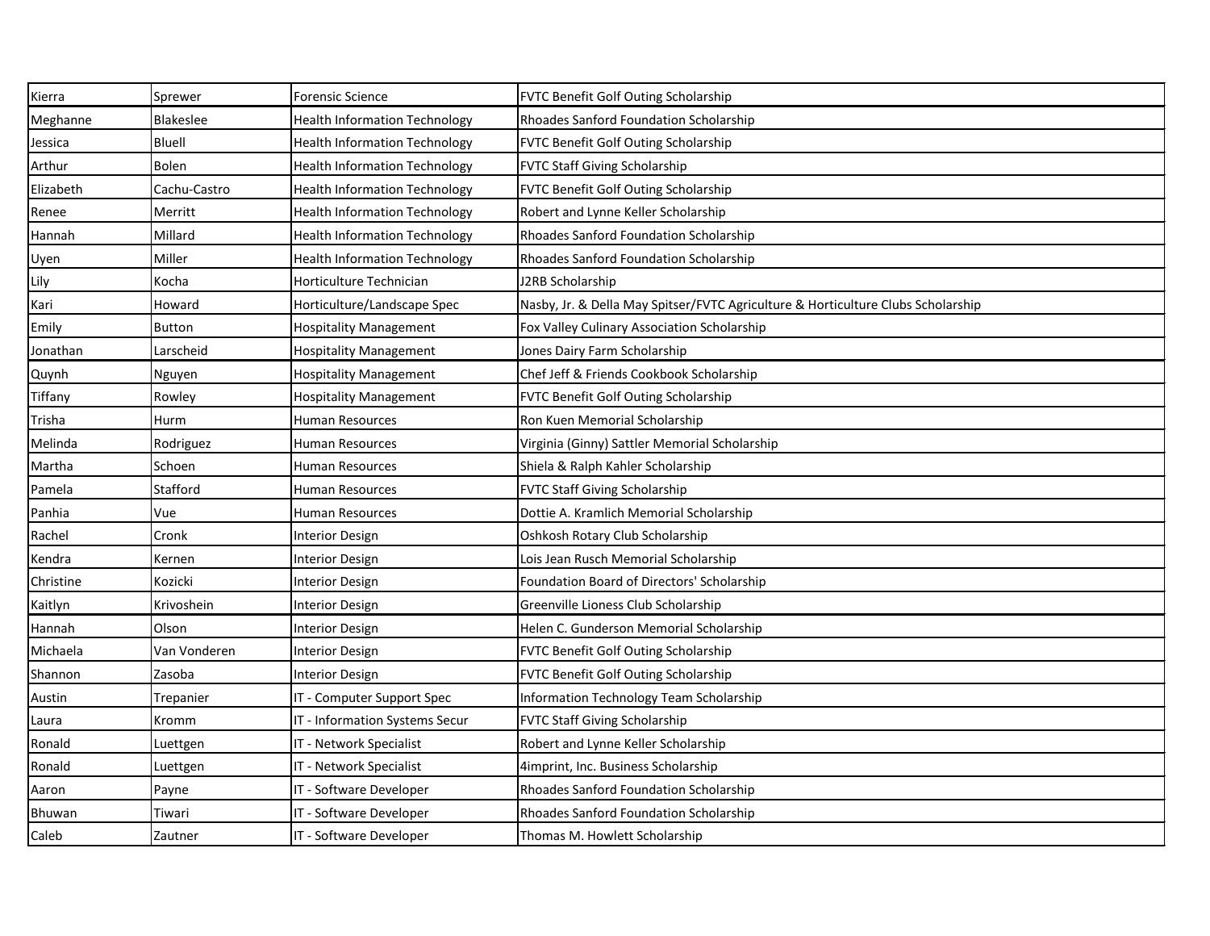| | | | |
|---|---|---|---|
| Kierra | Sprewer | Forensic Science | FVTC Benefit Golf Outing Scholarship |
| Meghanne | Blakeslee | Health Information Technology | Rhoades Sanford Foundation Scholarship |
| Jessica | Bluell | Health Information Technology | FVTC Benefit Golf Outing Scholarship |
| Arthur | Bolen | Health Information Technology | FVTC Staff Giving Scholarship |
| Elizabeth | Cachu-Castro | Health Information Technology | FVTC Benefit Golf Outing Scholarship |
| Renee | Merritt | Health Information Technology | Robert and Lynne Keller Scholarship |
| Hannah | Millard | Health Information Technology | Rhoades Sanford Foundation Scholarship |
| Uyen | Miller | Health Information Technology | Rhoades Sanford Foundation Scholarship |
| Lily | Kocha | Horticulture Technician | J2RB Scholarship |
| Kari | Howard | Horticulture/Landscape Spec | Nasby, Jr. & Della May Spitser/FVTC Agriculture & Horticulture Clubs Scholarship |
| Emily | Button | Hospitality Management | Fox Valley Culinary Association Scholarship |
| Jonathan | Larscheid | Hospitality Management | Jones Dairy Farm Scholarship |
| Quynh | Nguyen | Hospitality Management | Chef Jeff & Friends Cookbook Scholarship |
| Tiffany | Rowley | Hospitality Management | FVTC Benefit Golf Outing Scholarship |
| Trisha | Hurm | Human Resources | Ron Kuen Memorial Scholarship |
| Melinda | Rodriguez | Human Resources | Virginia (Ginny) Sattler Memorial Scholarship |
| Martha | Schoen | Human Resources | Shiela & Ralph Kahler Scholarship |
| Pamela | Stafford | Human Resources | FVTC Staff Giving Scholarship |
| Panhia | Vue | Human Resources | Dottie A. Kramlich Memorial Scholarship |
| Rachel | Cronk | Interior Design | Oshkosh Rotary Club Scholarship |
| Kendra | Kernen | Interior Design | Lois Jean Rusch Memorial Scholarship |
| Christine | Kozicki | Interior Design | Foundation Board of Directors' Scholarship |
| Kaitlyn | Krivoshein | Interior Design | Greenville Lioness Club Scholarship |
| Hannah | Olson | Interior Design | Helen C. Gunderson Memorial Scholarship |
| Michaela | Van Vonderen | Interior Design | FVTC Benefit Golf Outing Scholarship |
| Shannon | Zasoba | Interior Design | FVTC Benefit Golf Outing Scholarship |
| Austin | Trepanier | IT - Computer Support Spec | Information Technology Team Scholarship |
| Laura | Kromm | IT - Information Systems Secur | FVTC Staff Giving Scholarship |
| Ronald | Luettgen | IT - Network Specialist | Robert and Lynne Keller Scholarship |
| Ronald | Luettgen | IT - Network Specialist | 4imprint, Inc. Business Scholarship |
| Aaron | Payne | IT - Software Developer | Rhoades Sanford Foundation Scholarship |
| Bhuwan | Tiwari | IT - Software Developer | Rhoades Sanford Foundation Scholarship |
| Caleb | Zautner | IT - Software Developer | Thomas M. Howlett Scholarship |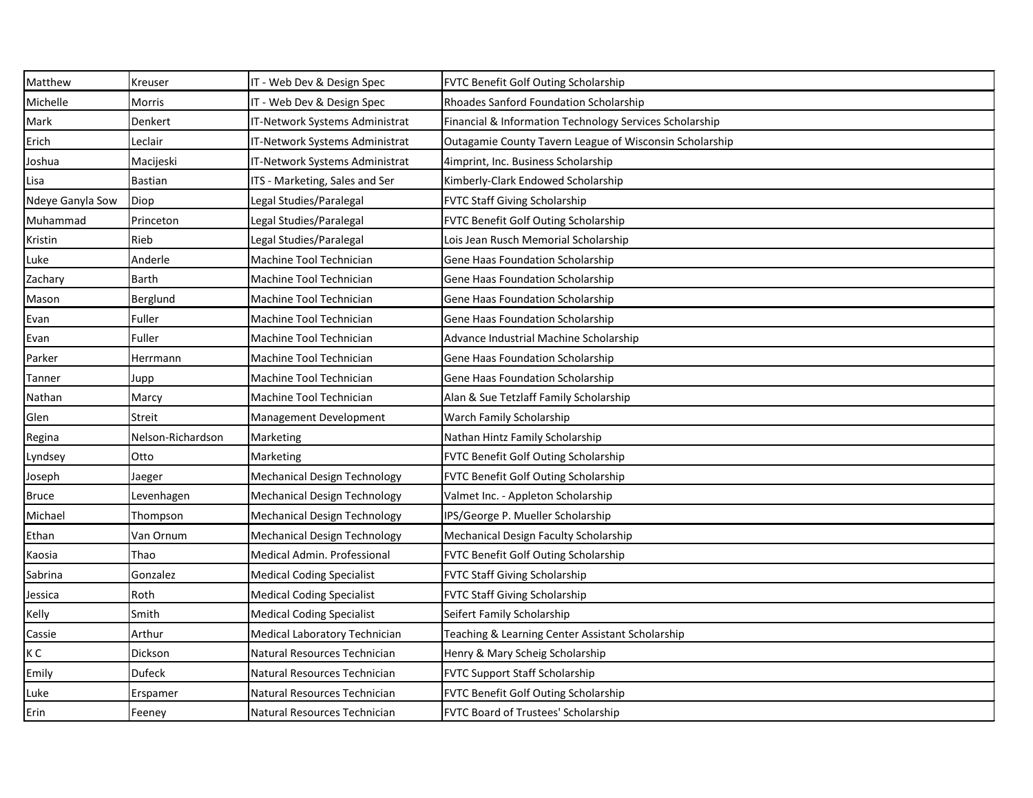| | | | |
|---|---|---|---|
| Matthew | Kreuser | IT - Web Dev & Design Spec | FVTC Benefit Golf Outing Scholarship |
| Michelle | Morris | IT - Web Dev & Design Spec | Rhoades Sanford Foundation Scholarship |
| Mark | Denkert | IT-Network Systems Administrat | Financial & Information Technology Services Scholarship |
| Erich | Leclair | IT-Network Systems Administrat | Outagamie County Tavern League of Wisconsin Scholarship |
| Joshua | Macijeski | IT-Network Systems Administrat | 4imprint, Inc. Business Scholarship |
| Lisa | Bastian | ITS - Marketing, Sales and Ser | Kimberly-Clark Endowed Scholarship |
| Ndeye Ganyla Sow | Diop | Legal Studies/Paralegal | FVTC Staff Giving Scholarship |
| Muhammad | Princeton | Legal Studies/Paralegal | FVTC Benefit Golf Outing Scholarship |
| Kristin | Rieb | Legal Studies/Paralegal | Lois Jean Rusch Memorial Scholarship |
| Luke | Anderle | Machine Tool Technician | Gene Haas Foundation Scholarship |
| Zachary | Barth | Machine Tool Technician | Gene Haas Foundation Scholarship |
| Mason | Berglund | Machine Tool Technician | Gene Haas Foundation Scholarship |
| Evan | Fuller | Machine Tool Technician | Gene Haas Foundation Scholarship |
| Evan | Fuller | Machine Tool Technician | Advance Industrial Machine Scholarship |
| Parker | Herrmann | Machine Tool Technician | Gene Haas Foundation Scholarship |
| Tanner | Jupp | Machine Tool Technician | Gene Haas Foundation Scholarship |
| Nathan | Marcy | Machine Tool Technician | Alan & Sue Tetzlaff Family Scholarship |
| Glen | Streit | Management Development | Warch Family Scholarship |
| Regina | Nelson-Richardson | Marketing | Nathan Hintz Family Scholarship |
| Lyndsey | Otto | Marketing | FVTC Benefit Golf Outing Scholarship |
| Joseph | Jaeger | Mechanical Design Technology | FVTC Benefit Golf Outing Scholarship |
| Bruce | Levenhagen | Mechanical Design Technology | Valmet Inc. - Appleton Scholarship |
| Michael | Thompson | Mechanical Design Technology | IPS/George P. Mueller Scholarship |
| Ethan | Van Ornum | Mechanical Design Technology | Mechanical Design Faculty Scholarship |
| Kaosia | Thao | Medical Admin. Professional | FVTC Benefit Golf Outing Scholarship |
| Sabrina | Gonzalez | Medical Coding Specialist | FVTC Staff Giving Scholarship |
| Jessica | Roth | Medical Coding Specialist | FVTC Staff Giving Scholarship |
| Kelly | Smith | Medical Coding Specialist | Seifert Family Scholarship |
| Cassie | Arthur | Medical Laboratory Technician | Teaching & Learning Center Assistant Scholarship |
| K C | Dickson | Natural Resources Technician | Henry & Mary Scheig Scholarship |
| Emily | Dufeck | Natural Resources Technician | FVTC Support Staff Scholarship |
| Luke | Erspamer | Natural Resources Technician | FVTC Benefit Golf Outing Scholarship |
| Erin | Feeney | Natural Resources Technician | FVTC Board of Trustees' Scholarship |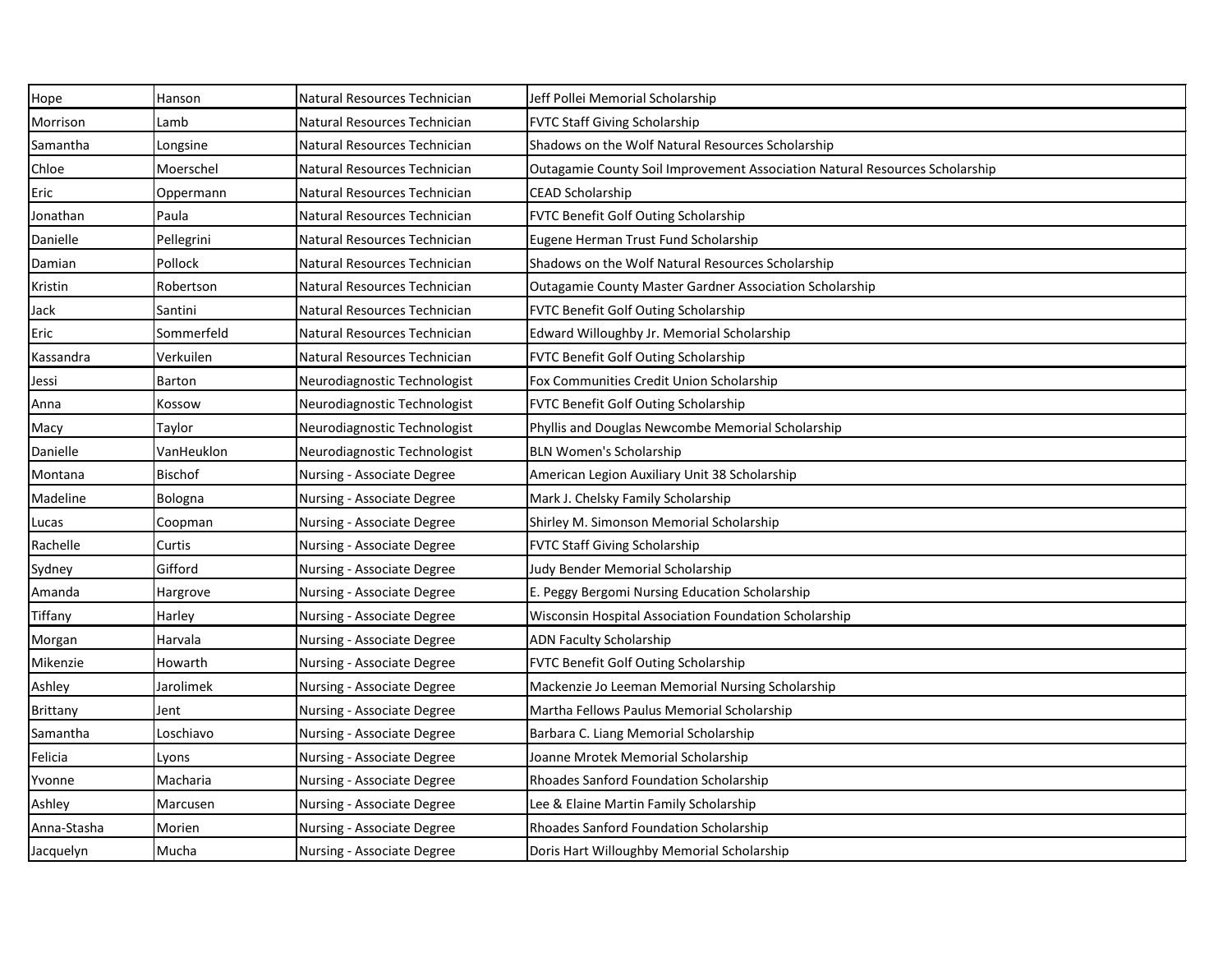| | | | |
|---|---|---|---|
| Hope | Hanson | Natural Resources Technician | Jeff Pollei Memorial Scholarship |
| Morrison | Lamb | Natural Resources Technician | FVTC Staff Giving Scholarship |
| Samantha | Longsine | Natural Resources Technician | Shadows on the Wolf Natural Resources Scholarship |
| Chloe | Moerschel | Natural Resources Technician | Outagamie County Soil Improvement Association Natural Resources Scholarship |
| Eric | Oppermann | Natural Resources Technician | CEAD Scholarship |
| Jonathan | Paula | Natural Resources Technician | FVTC Benefit Golf Outing Scholarship |
| Danielle | Pellegrini | Natural Resources Technician | Eugene Herman Trust Fund Scholarship |
| Damian | Pollock | Natural Resources Technician | Shadows on the Wolf Natural Resources Scholarship |
| Kristin | Robertson | Natural Resources Technician | Outagamie County Master Gardner Association Scholarship |
| Jack | Santini | Natural Resources Technician | FVTC Benefit Golf Outing Scholarship |
| Eric | Sommerfeld | Natural Resources Technician | Edward Willoughby Jr. Memorial Scholarship |
| Kassandra | Verkuilen | Natural Resources Technician | FVTC Benefit Golf Outing Scholarship |
| Jessi | Barton | Neurodiagnostic Technologist | Fox Communities Credit Union Scholarship |
| Anna | Kossow | Neurodiagnostic Technologist | FVTC Benefit Golf Outing Scholarship |
| Macy | Taylor | Neurodiagnostic Technologist | Phyllis and Douglas Newcombe Memorial Scholarship |
| Danielle | VanHeuklon | Neurodiagnostic Technologist | BLN Women's Scholarship |
| Montana | Bischof | Nursing - Associate Degree | American Legion Auxiliary Unit 38 Scholarship |
| Madeline | Bologna | Nursing - Associate Degree | Mark J. Chelsky Family Scholarship |
| Lucas | Coopman | Nursing - Associate Degree | Shirley M. Simonson Memorial Scholarship |
| Rachelle | Curtis | Nursing - Associate Degree | FVTC Staff Giving Scholarship |
| Sydney | Gifford | Nursing - Associate Degree | Judy Bender Memorial Scholarship |
| Amanda | Hargrove | Nursing - Associate Degree | E. Peggy Bergomi Nursing Education Scholarship |
| Tiffany | Harley | Nursing - Associate Degree | Wisconsin Hospital Association Foundation Scholarship |
| Morgan | Harvala | Nursing - Associate Degree | ADN Faculty Scholarship |
| Mikenzie | Howarth | Nursing - Associate Degree | FVTC Benefit Golf Outing Scholarship |
| Ashley | Jarolimek | Nursing - Associate Degree | Mackenzie Jo Leeman Memorial Nursing Scholarship |
| Brittany | Jent | Nursing - Associate Degree | Martha Fellows Paulus Memorial Scholarship |
| Samantha | Loschiavo | Nursing - Associate Degree | Barbara C. Liang Memorial Scholarship |
| Felicia | Lyons | Nursing - Associate Degree | Joanne Mrotek Memorial Scholarship |
| Yvonne | Macharia | Nursing - Associate Degree | Rhoades Sanford Foundation Scholarship |
| Ashley | Marcusen | Nursing - Associate Degree | Lee & Elaine Martin Family Scholarship |
| Anna-Stasha | Morien | Nursing - Associate Degree | Rhoades Sanford Foundation Scholarship |
| Jacquelyn | Mucha | Nursing - Associate Degree | Doris Hart Willoughby Memorial Scholarship |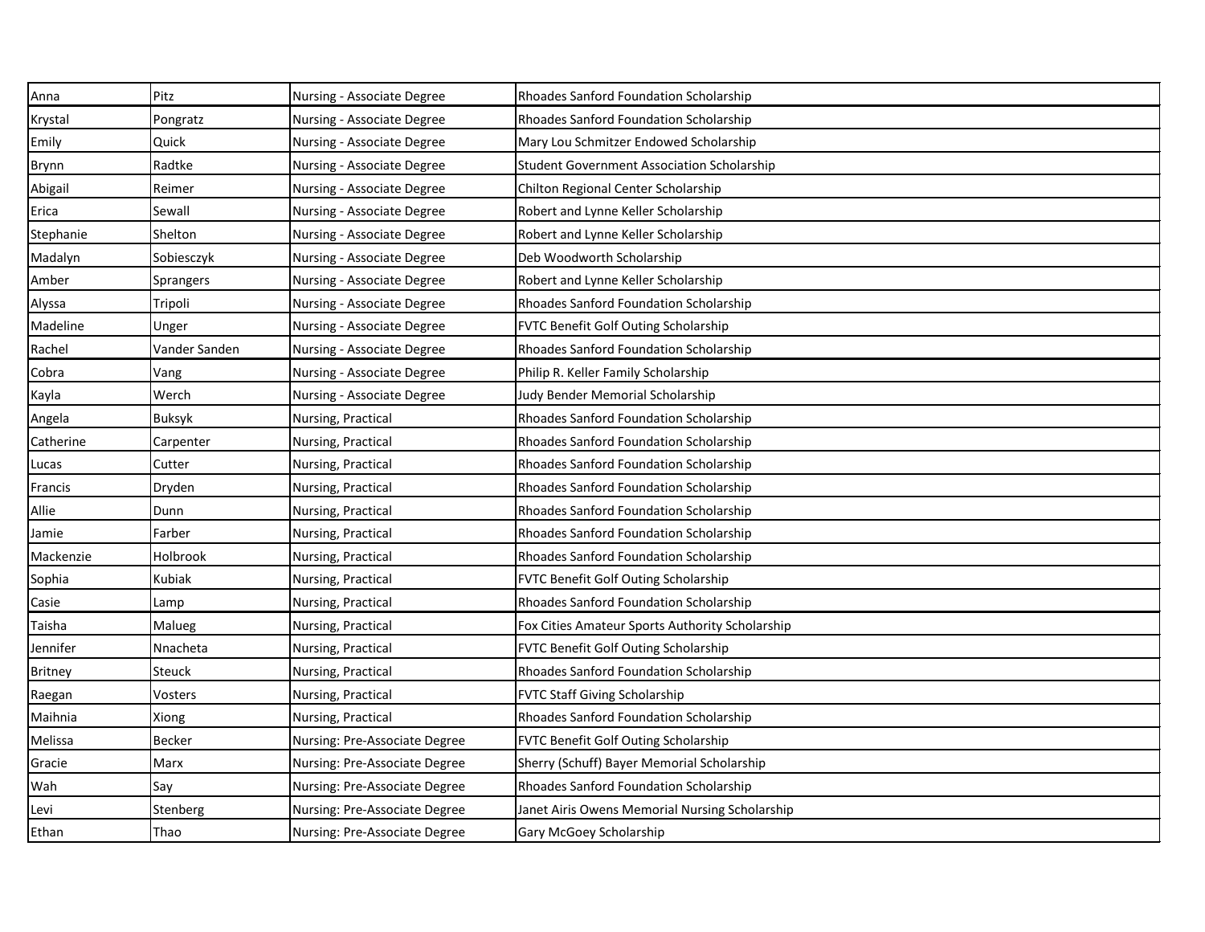| | | | |
|---|---|---|---|
| Anna | Pitz | Nursing - Associate Degree | Rhoades Sanford Foundation Scholarship |
| Krystal | Pongratz | Nursing - Associate Degree | Rhoades Sanford Foundation Scholarship |
| Emily | Quick | Nursing - Associate Degree | Mary Lou Schmitzer Endowed Scholarship |
| Brynn | Radtke | Nursing - Associate Degree | Student Government Association Scholarship |
| Abigail | Reimer | Nursing - Associate Degree | Chilton Regional Center Scholarship |
| Erica | Sewall | Nursing - Associate Degree | Robert and Lynne Keller Scholarship |
| Stephanie | Shelton | Nursing - Associate Degree | Robert and Lynne Keller Scholarship |
| Madalyn | Sobiesczyk | Nursing - Associate Degree | Deb Woodworth Scholarship |
| Amber | Sprangers | Nursing - Associate Degree | Robert and Lynne Keller Scholarship |
| Alyssa | Tripoli | Nursing - Associate Degree | Rhoades Sanford Foundation Scholarship |
| Madeline | Unger | Nursing - Associate Degree | FVTC Benefit Golf Outing Scholarship |
| Rachel | Vander Sanden | Nursing - Associate Degree | Rhoades Sanford Foundation Scholarship |
| Cobra | Vang | Nursing - Associate Degree | Philip R. Keller Family Scholarship |
| Kayla | Werch | Nursing - Associate Degree | Judy Bender Memorial Scholarship |
| Angela | Buksyk | Nursing, Practical | Rhoades Sanford Foundation Scholarship |
| Catherine | Carpenter | Nursing, Practical | Rhoades Sanford Foundation Scholarship |
| Lucas | Cutter | Nursing, Practical | Rhoades Sanford Foundation Scholarship |
| Francis | Dryden | Nursing, Practical | Rhoades Sanford Foundation Scholarship |
| Allie | Dunn | Nursing, Practical | Rhoades Sanford Foundation Scholarship |
| Jamie | Farber | Nursing, Practical | Rhoades Sanford Foundation Scholarship |
| Mackenzie | Holbrook | Nursing, Practical | Rhoades Sanford Foundation Scholarship |
| Sophia | Kubiak | Nursing, Practical | FVTC Benefit Golf Outing Scholarship |
| Casie | Lamp | Nursing, Practical | Rhoades Sanford Foundation Scholarship |
| Taisha | Malueg | Nursing, Practical | Fox Cities Amateur Sports Authority Scholarship |
| Jennifer | Nnacheta | Nursing, Practical | FVTC Benefit Golf Outing Scholarship |
| Britney | Steuck | Nursing, Practical | Rhoades Sanford Foundation Scholarship |
| Raegan | Vosters | Nursing, Practical | FVTC Staff Giving Scholarship |
| Maihnia | Xiong | Nursing, Practical | Rhoades Sanford Foundation Scholarship |
| Melissa | Becker | Nursing: Pre-Associate Degree | FVTC Benefit Golf Outing Scholarship |
| Gracie | Marx | Nursing: Pre-Associate Degree | Sherry (Schuff) Bayer Memorial Scholarship |
| Wah | Say | Nursing: Pre-Associate Degree | Rhoades Sanford Foundation Scholarship |
| Levi | Stenberg | Nursing: Pre-Associate Degree | Janet Airis Owens Memorial Nursing Scholarship |
| Ethan | Thao | Nursing: Pre-Associate Degree | Gary McGoey Scholarship |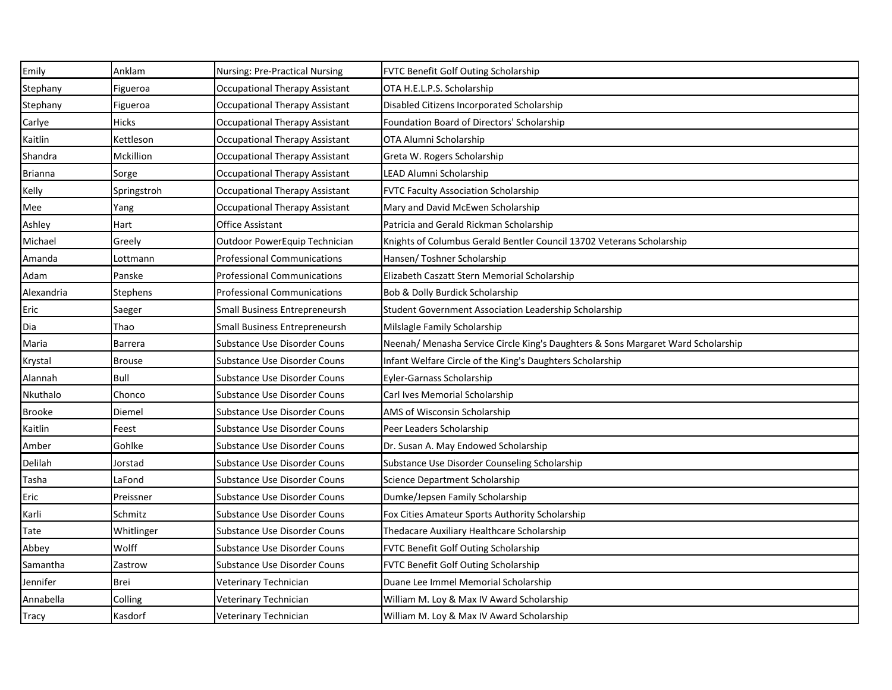| | | | |
|---|---|---|---|
| Emily | Anklam | Nursing: Pre-Practical Nursing | FVTC Benefit Golf Outing Scholarship |
| Stephany | Figueroa | Occupational Therapy Assistant | OTA H.E.L.P.S. Scholarship |
| Stephany | Figueroa | Occupational Therapy Assistant | Disabled Citizens Incorporated Scholarship |
| Carlye | Hicks | Occupational Therapy Assistant | Foundation Board of Directors' Scholarship |
| Kaitlin | Kettleson | Occupational Therapy Assistant | OTA Alumni Scholarship |
| Shandra | Mckillion | Occupational Therapy Assistant | Greta W. Rogers Scholarship |
| Brianna | Sorge | Occupational Therapy Assistant | LEAD Alumni Scholarship |
| Kelly | Springstroh | Occupational Therapy Assistant | FVTC Faculty Association Scholarship |
| Mee | Yang | Occupational Therapy Assistant | Mary and David McEwen Scholarship |
| Ashley | Hart | Office Assistant | Patricia and Gerald Rickman Scholarship |
| Michael | Greely | Outdoor PowerEquip Technician | Knights of Columbus Gerald Bentler Council 13702 Veterans Scholarship |
| Amanda | Lottmann | Professional Communications | Hansen/ Toshner Scholarship |
| Adam | Panske | Professional Communications | Elizabeth Caszatt Stern Memorial Scholarship |
| Alexandria | Stephens | Professional Communications | Bob & Dolly Burdick Scholarship |
| Eric | Saeger | Small Business Entrepreneursh | Student Government Association Leadership Scholarship |
| Dia | Thao | Small Business Entrepreneursh | Milslagle Family Scholarship |
| Maria | Barrera | Substance Use Disorder Couns | Neenah/ Menasha Service Circle King's Daughters & Sons Margaret Ward Scholarship |
| Krystal | Brouse | Substance Use Disorder Couns | Infant Welfare Circle of the King's Daughters Scholarship |
| Alannah | Bull | Substance Use Disorder Couns | Eyler-Garnass Scholarship |
| Nkuthalo | Chonco | Substance Use Disorder Couns | Carl Ives Memorial Scholarship |
| Brooke | Diemel | Substance Use Disorder Couns | AMS of Wisconsin Scholarship |
| Kaitlin | Feest | Substance Use Disorder Couns | Peer Leaders Scholarship |
| Amber | Gohlke | Substance Use Disorder Couns | Dr. Susan A. May Endowed Scholarship |
| Delilah | Jorstad | Substance Use Disorder Couns | Substance Use Disorder Counseling Scholarship |
| Tasha | LaFond | Substance Use Disorder Couns | Science Department Scholarship |
| Eric | Preissner | Substance Use Disorder Couns | Dumke/Jepsen Family Scholarship |
| Karli | Schmitz | Substance Use Disorder Couns | Fox Cities Amateur Sports Authority Scholarship |
| Tate | Whitlinger | Substance Use Disorder Couns | Thedacare Auxiliary Healthcare Scholarship |
| Abbey | Wolff | Substance Use Disorder Couns | FVTC Benefit Golf Outing Scholarship |
| Samantha | Zastrow | Substance Use Disorder Couns | FVTC Benefit Golf Outing Scholarship |
| Jennifer | Brei | Veterinary Technician | Duane Lee Immel Memorial Scholarship |
| Annabella | Colling | Veterinary Technician | William M. Loy & Max IV Award Scholarship |
| Tracy | Kasdorf | Veterinary Technician | William M. Loy & Max IV Award Scholarship |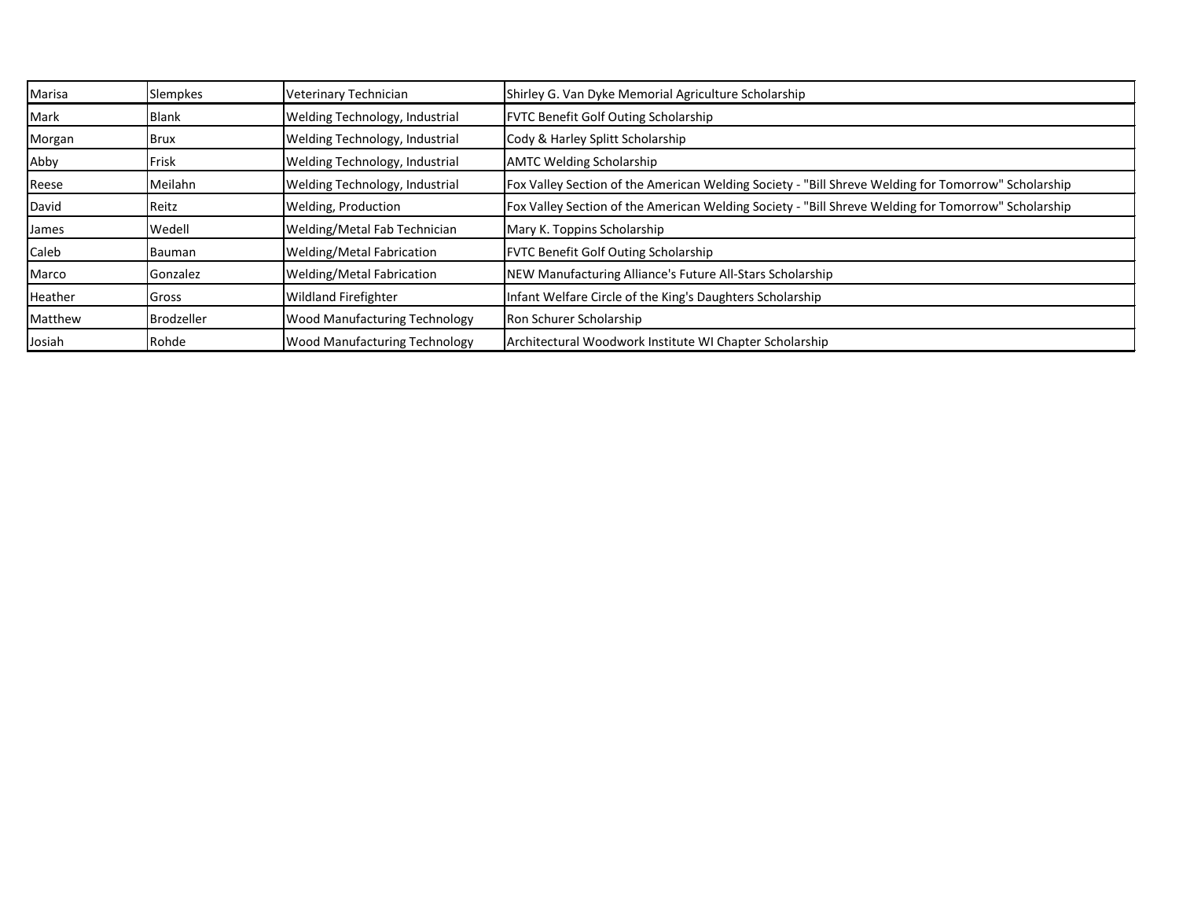| | | | |
|---|---|---|---|
| Marisa | Slempkes | Veterinary Technician | Shirley G. Van Dyke Memorial Agriculture Scholarship |
| Mark | Blank | Welding Technology, Industrial | FVTC Benefit Golf Outing Scholarship |
| Morgan | Brux | Welding Technology, Industrial | Cody & Harley Splitt Scholarship |
| Abby | Frisk | Welding Technology, Industrial | AMTC Welding Scholarship |
| Reese | Meilahn | Welding Technology, Industrial | Fox Valley Section of the American Welding Society - "Bill Shreve Welding for Tomorrow" Scholarship |
| David | Reitz | Welding, Production | Fox Valley Section of the American Welding Society - "Bill Shreve Welding for Tomorrow" Scholarship |
| James | Wedell | Welding/Metal Fab Technician | Mary K. Toppins Scholarship |
| Caleb | Bauman | Welding/Metal Fabrication | FVTC Benefit Golf Outing Scholarship |
| Marco | Gonzalez | Welding/Metal Fabrication | NEW Manufacturing Alliance's Future All-Stars Scholarship |
| Heather | Gross | Wildland Firefighter | Infant Welfare Circle of the King's Daughters Scholarship |
| Matthew | Brodzeller | Wood Manufacturing Technology | Ron Schurer Scholarship |
| Josiah | Rohde | Wood Manufacturing Technology | Architectural Woodwork Institute WI Chapter Scholarship |